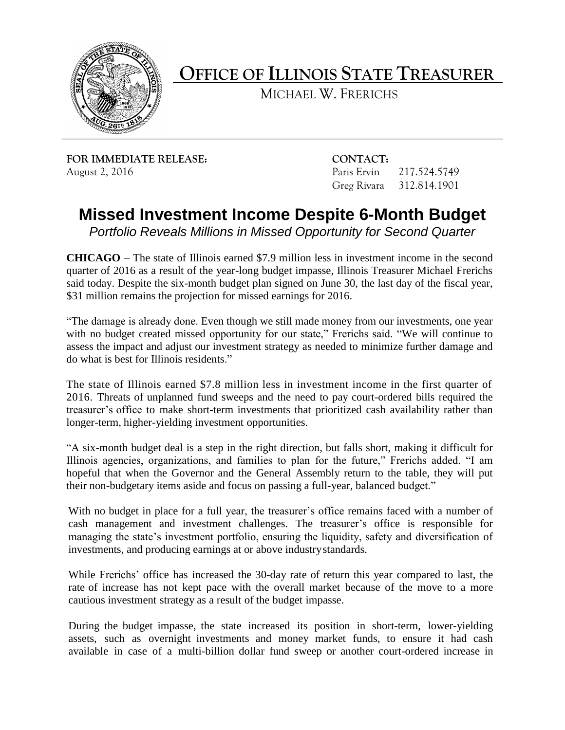# OFFICE OF ILLINOIS STATE TREASURER

MICHAEL W. FRERICHS

**FOR IMMEDIATE RELEASE:**
August 2, 2016

**CONTACT:**
Paris Ervin 217.524.5749
Greg Rivara 312.814.1901

## Missed Investment Income Despite 6-Month Budget

*Portfolio Reveals Millions in Missed Opportunity for Second Quarter*

**CHICAGO** – The state of Illinois earned $7.9 million less in investment income in the second quarter of 2016 as a result of the year-long budget impasse, Illinois Treasurer Michael Frerichs said today. Despite the six-month budget plan signed on June 30, the last day of the fiscal year, $31 million remains the projection for missed earnings for 2016.

"The damage is already done. Even though we still made money from our investments, one year with no budget created missed opportunity for our state," Frerichs said. "We will continue to assess the impact and adjust our investment strategy as needed to minimize further damage and do what is best for Illinois residents."

The state of Illinois earned $7.8 million less in investment income in the first quarter of 2016. Threats of unplanned fund sweeps and the need to pay court-ordered bills required the treasurer's office to make short-term investments that prioritized cash availability rather than longer-term, higher-yielding investment opportunities.

"A six-month budget deal is a step in the right direction, but falls short, making it difficult for Illinois agencies, organizations, and families to plan for the future," Frerichs added. "I am hopeful that when the Governor and the General Assembly return to the table, they will put their non-budgetary items aside and focus on passing a full-year, balanced budget."

With no budget in place for a full year, the treasurer's office remains faced with a number of cash management and investment challenges. The treasurer's office is responsible for managing the state's investment portfolio, ensuring the liquidity, safety and diversification of investments, and producing earnings at or above industry standards.

While Frerichs' office has increased the 30-day rate of return this year compared to last, the rate of increase has not kept pace with the overall market because of the move to a more cautious investment strategy as a result of the budget impasse.

During the budget impasse, the state increased its position in short-term, lower-yielding assets, such as overnight investments and money market funds, to ensure it had cash available in case of a multi-billion dollar fund sweep or another court-ordered increase in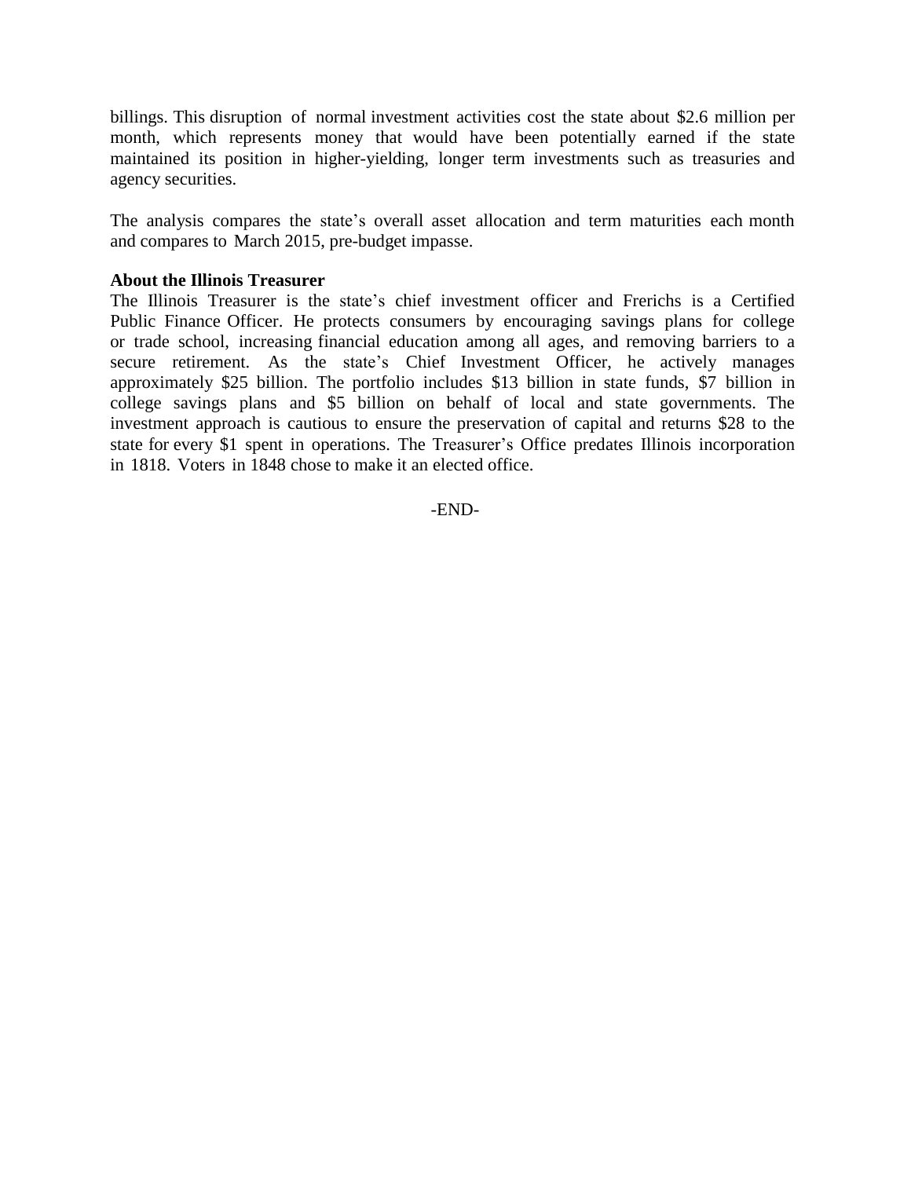billings. This disruption of normal investment activities cost the state about $2.6 million per month, which represents money that would have been potentially earned if the state maintained its position in higher-yielding, longer term investments such as treasuries and agency securities.

The analysis compares the state's overall asset allocation and term maturities each month and compares to March 2015, pre-budget impasse.

**About the Illinois Treasurer**

The Illinois Treasurer is the state's chief investment officer and Frerichs is a Certified Public Finance Officer. He protects consumers by encouraging savings plans for college or trade school, increasing financial education among all ages, and removing barriers to a secure retirement. As the state's Chief Investment Officer, he actively manages approximately $25 billion. The portfolio includes $13 billion in state funds, $7 billion in college savings plans and $5 billion on behalf of local and state governments. The investment approach is cautious to ensure the preservation of capital and returns $28 to the state for every $1 spent in operations. The Treasurer's Office predates Illinois incorporation in 1818. Voters in 1848 chose to make it an elected office.

-END-